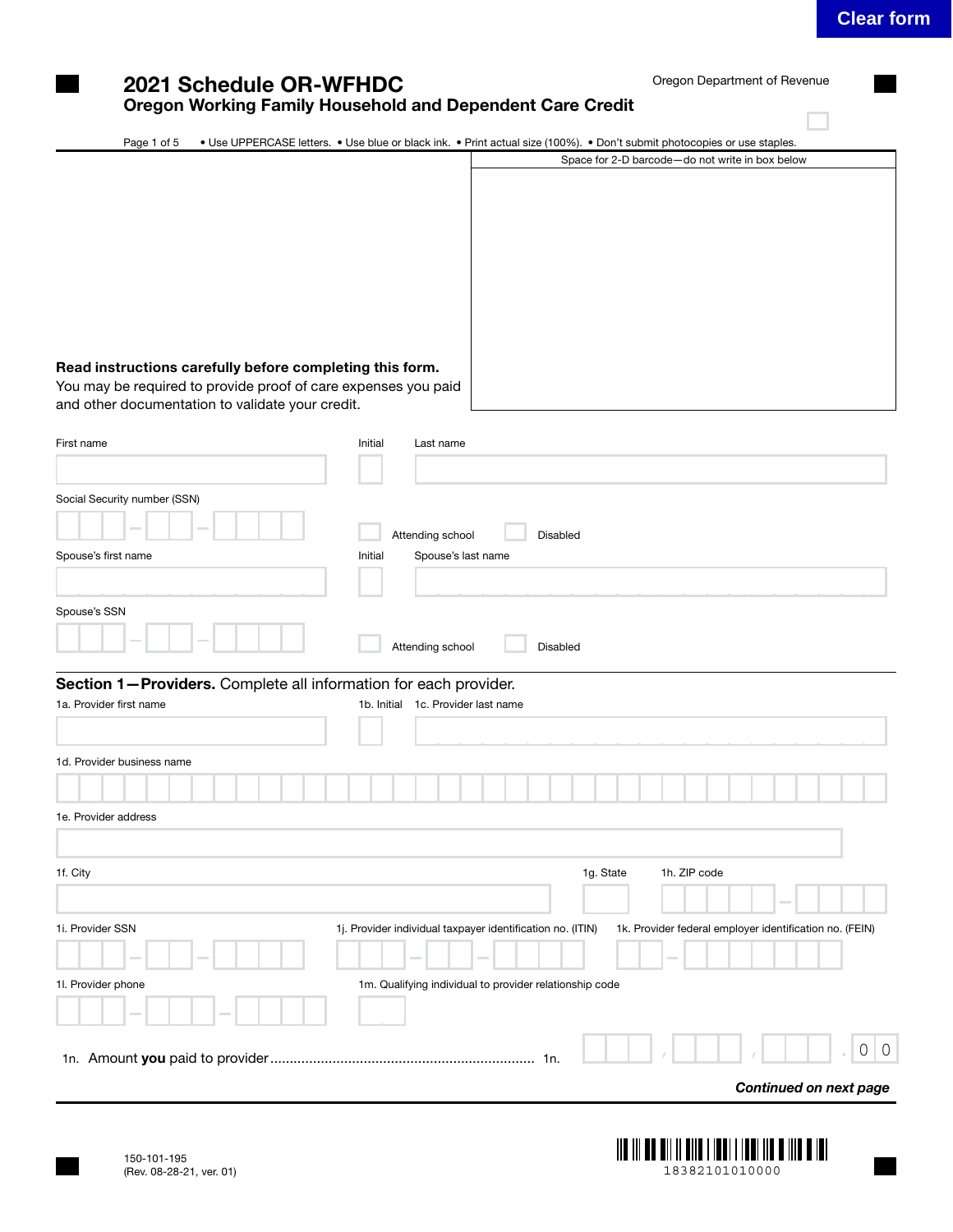# 2021 Schedule OR-WFHDC

## Oregon Working Family Household and Dependent Care Credit

Oregon Department of Revenue

• Use UPPERCASE letters. • Use blue or black ink. • Print actual size (100%). • Don't submit photocopies or use staples.

Space for 2-D barcode—do not write in box below

**Read instructions carefully before completing this form.**
You may be required to provide proof of care expenses you paid and other documentation to validate your credit.

First name | Initial | Last name

Social Security number (SSN)

☐ Attending school ☐ Disabled

Spouse's first name | Initial | Spouse's last name

Spouse's SSN

☐ Attending school ☐ Disabled

## Section 1—Providers. Complete all information for each provider.

1a. Provider first name | 1b. Initial | 1c. Provider last name

1d. Provider business name

1e. Provider address

1f. City | 1g. State | 1h. ZIP code

1i. Provider SSN | 1j. Provider individual taxpayer identification no. (ITIN) | 1k. Provider federal employer identification no. (FEIN)

1l. Provider phone | 1m. Qualifying individual to provider relationship code

1n. Amount **you** paid to provider .................................................................... 1n. _____ . 00

***Continued on next page***

150-101-195
(Rev. 08-28-21, ver. 01)

18382101010000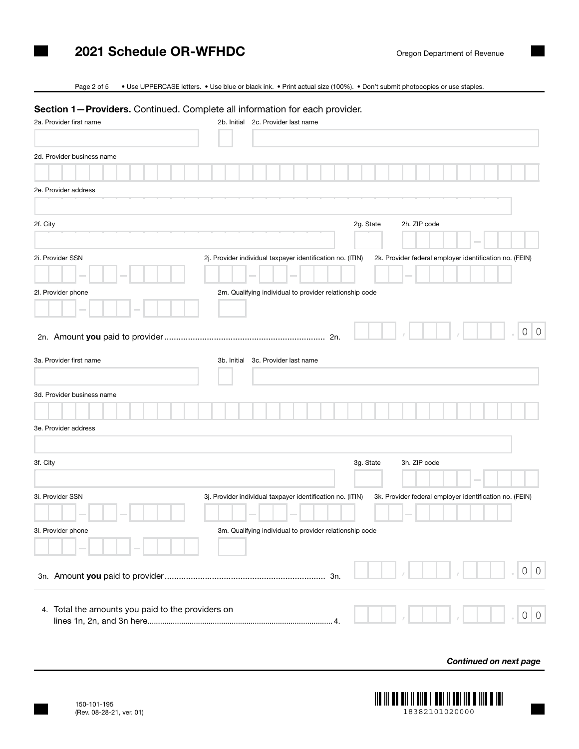# 2021 Schedule OR-WFHDC

Oregon Department of Revenue

• Use UPPERCASE letters. • Use blue or black ink. • Print actual size (100%). • Don't submit photocopies or use staples.

**Section 1—Providers.** Continued. Complete all information for each provider.

2a. Provider first name

2b. Initial

2c. Provider last name

2d. Provider business name

2e. Provider address

2f. City

2g. State

2h. ZIP code

2i. Provider SSN

2j. Provider individual taxpayer identification no. (ITIN)

2k. Provider federal employer identification no. (FEIN)

2l. Provider phone

2m. Qualifying individual to provider relationship code

2n. Amount **you** paid to provider .................................................................... 2n. , , . 0 0

3a. Provider first name

3b. Initial

3c. Provider last name

3d. Provider business name

3e. Provider address

3f. City

3g. State

3h. ZIP code

3i. Provider SSN

3j. Provider individual taxpayer identification no. (ITIN)

3k. Provider federal employer identification no. (FEIN)

3l. Provider phone

3m. Qualifying individual to provider relationship code

3n. Amount **you** paid to provider .................................................................... 3n. , , . 0 0

4. Total the amounts you paid to the providers on lines 1n, 2n, and 3n here....................................................................................... 4. , , . 0 0

***Continued on next page***

150-101-195
(Rev. 08-28-21, ver. 01)

18382101020000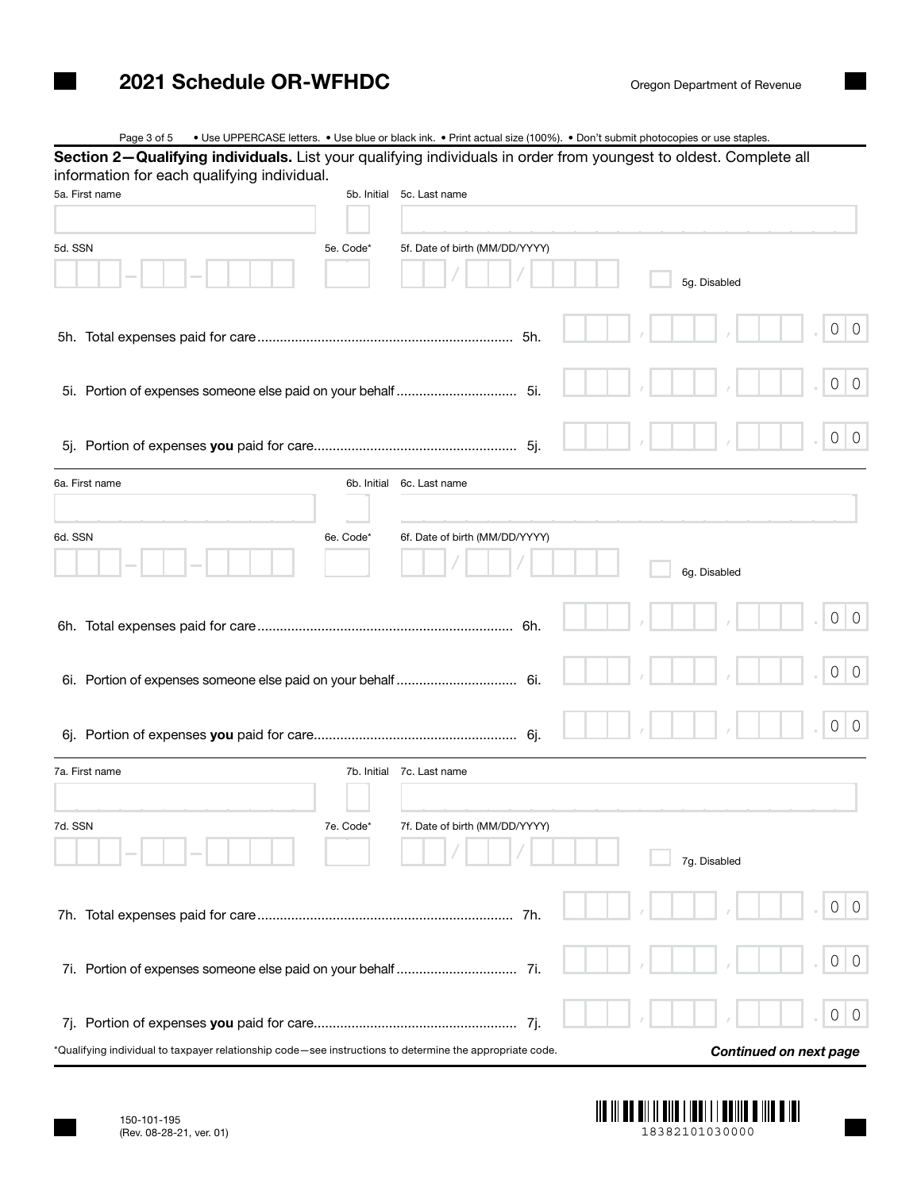# 2021 Schedule OR-WFHDC

Oregon Department of Revenue

• Use UPPERCASE letters. • Use blue or black ink. • Print actual size (100%). • Don't submit photocopies or use staples.

**Section 2—Qualifying individuals.** List your qualifying individuals in order from youngest to oldest. Complete all information for each qualifying individual.

5a. First name 5b. Initial 5c. Last name

5d. SSN 5e. Code* 5f. Date of birth (MM/DD/YYYY) 5g. Disabled

5h. Total expenses paid for care .......... 5h. .00

5i. Portion of expenses someone else paid on your behalf .......... 5i. .00

5j. Portion of expenses **you** paid for care .......... 5j. .00

6a. First name 6b. Initial 6c. Last name

6d. SSN 6e. Code* 6f. Date of birth (MM/DD/YYYY) 6g. Disabled

6h. Total expenses paid for care .......... 6h. .00

6i. Portion of expenses someone else paid on your behalf .......... 6i. .00

6j. Portion of expenses **you** paid for care .......... 6j. .00

7a. First name 7b. Initial 7c. Last name

7d. SSN 7e. Code* 7f. Date of birth (MM/DD/YYYY) 7g. Disabled

7h. Total expenses paid for care .......... 7h. .00

7i. Portion of expenses someone else paid on your behalf .......... 7i. .00

7j. Portion of expenses **you** paid for care .......... 7j. .00

*Qualifying individual to taxpayer relationship code—see instructions to determine the appropriate code.

***Continued on next page***

150-101-195
(Rev. 08-28-21, ver. 01)

18382101030000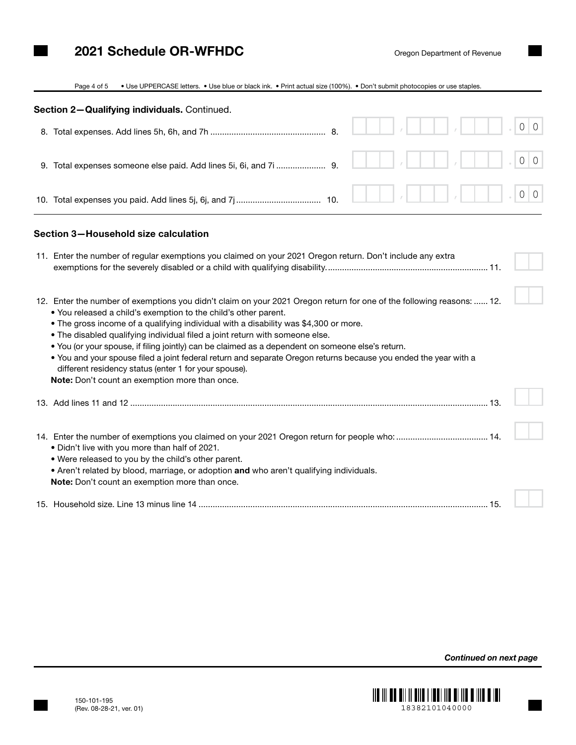# 2021 Schedule OR-WFHDC

Oregon Department of Revenue

• Use UPPERCASE letters. • Use blue or black ink. • Print actual size (100%). • Don't submit photocopies or use staples.

### Section 2—Qualifying individuals. Continued.

8. Total expenses. Add lines 5h, 6h, and 7h ................................................ 8. ____ .00

9. Total expenses someone else paid. Add lines 5i, 6i, and 7i .................... 9. ____ .00

10. Total expenses you paid. Add lines 5j, 6j, and 7j ................................... 10. ____ .00

### Section 3—Household size calculation

11. Enter the number of regular exemptions you claimed on your 2021 Oregon return. Don't include any extra exemptions for the severely disabled or a child with qualifying disability................................................................... 11. ____

12. Enter the number of exemptions you didn't claim on your 2021 Oregon return for one of the following reasons: ...... 12. ____
    - You released a child's exemption to the child's other parent.
    - The gross income of a qualifying individual with a disability was $4,300 or more.
    - The disabled qualifying individual filed a joint return with someone else.
    - You (or your spouse, if filing jointly) can be claimed as a dependent on someone else's return.
    - You and your spouse filed a joint federal return and separate Oregon returns because you ended the year with a different residency status (enter 1 for your spouse).

    **Note:** Don't count an exemption more than once.

13. Add lines 11 and 12 ........................................................................................................................................ 13. ____

14. Enter the number of exemptions you claimed on your 2021 Oregon return for people who: ...................................... 14. ____
    - Didn't live with you more than half of 2021.
    - Were released to you by the child's other parent.
    - Aren't related by blood, marriage, or adoption **and** who aren't qualifying individuals.

    **Note:** Don't count an exemption more than once.

15. Household size. Line 13 minus line 14 .......................................................................................................... 15. ____

***Continued on next page***

150-101-195
(Rev. 08-28-21, ver. 01)

18382101040000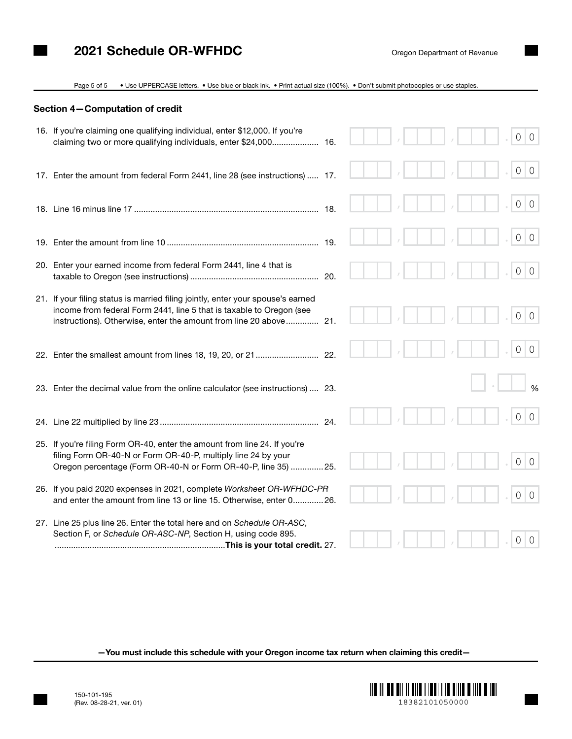# 2021 Schedule OR-WFHDC

Oregon Department of Revenue

• Use UPPERCASE letters. • Use blue or black ink. • Print actual size (100%). • Don't submit photocopies or use staples.

## Section 4—Computation of credit

16. If you're claiming one qualifying individual, enter $12,000. If you're claiming two or more qualifying individuals, enter $24,000.................... 16. ______ .00

17. Enter the amount from federal Form 2441, line 28 (see instructions) ..... 17. ______ .00

18. Line 16 minus line 17 .............................................................................. 18. ______ .00

19. Enter the amount from line 10 ................................................................ 19. ______ .00

20. Enter your earned income from federal Form 2441, line 4 that is taxable to Oregon (see instructions) ...................................................... 20. ______ .00

21. If your filing status is married filing jointly, enter your spouse's earned income from federal Form 2441, line 5 that is taxable to Oregon (see instructions). Otherwise, enter the amount from line 20 above.............. 21. ______ .00

22. Enter the smallest amount from lines 18, 19, 20, or 21........................... 22. ______ .00

23. Enter the decimal value from the online calculator (see instructions) .... 23. ___ . ___ %

24. Line 22 multiplied by line 23................................................................... 24. ______ .00

25. If you're filing Form OR-40, enter the amount from line 24. If you're filing Form OR-40-N or Form OR-40-P, multiply line 24 by your Oregon percentage (Form OR-40-N or Form OR-40-P, line 35) ..............25. ______ .00

26. If you paid 2020 expenses in 2021, complete *Worksheet OR-WFHDC-PR* and enter the amount from line 13 or line 15. Otherwise, enter 0.............26. ______ .00

27. Line 25 plus line 26. Enter the total here and on *Schedule OR-ASC*, Section F, or *Schedule OR-ASC-NP*, Section H, using code 895. ........................................................................**This is your total credit.** 27. ______ .00

**—You must include this schedule with your Oregon income tax return when claiming this credit—**

150-101-195
(Rev. 08-28-21, ver. 01)

18382101050000